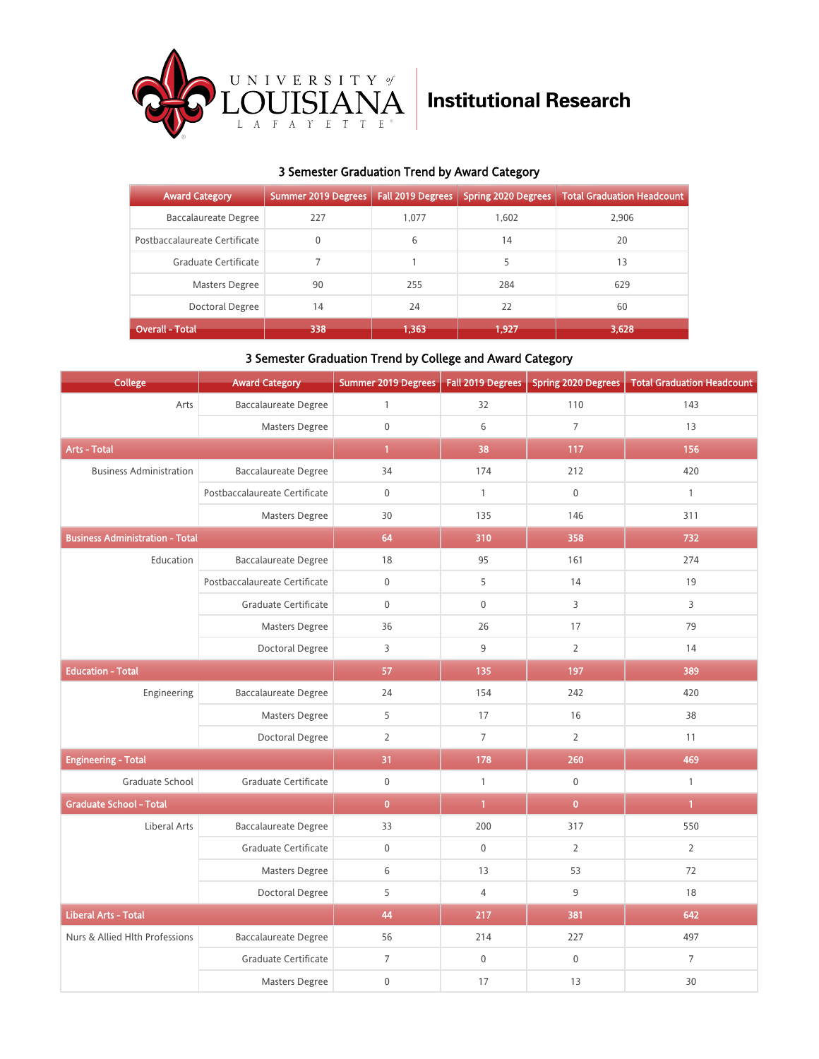University of Louisiana Lafayette — Institutional Research

## 3 Semester Graduation Trend by Award Category

| Award Category | Summer 2019 Degrees | Fall 2019 Degrees | Spring 2020 Degrees | Total Graduation Headcount |
|---|---|---|---|---|
| Baccalaureate Degree | 227 | 1,077 | 1,602 | 2,906 |
| Postbaccalaureate Certificate | 0 | 6 | 14 | 20 |
| Graduate Certificate | 7 | 1 | 5 | 13 |
| Masters Degree | 90 | 255 | 284 | 629 |
| Doctoral Degree | 14 | 24 | 22 | 60 |
| **Overall - Total** | **338** | **1,363** | **1,927** | **3,628** |

## 3 Semester Graduation Trend by College and Award Category

| College | Award Category | Summer 2019 Degrees | Fall 2019 Degrees | Spring 2020 Degrees | Total Graduation Headcount |
|---|---|---|---|---|---|
| Arts | Baccalaureate Degree | 1 | 32 | 110 | 143 |
| | Masters Degree | 0 | 6 | 7 | 13 |
| **Arts - Total** | | **1** | **38** | **117** | **156** |
| Business Administration | Baccalaureate Degree | 34 | 174 | 212 | 420 |
| | Postbaccalaureate Certificate | 0 | 1 | 0 | 1 |
| | Masters Degree | 30 | 135 | 146 | 311 |
| **Business Administration - Total** | | **64** | **310** | **358** | **732** |
| Education | Baccalaureate Degree | 18 | 95 | 161 | 274 |
| | Postbaccalaureate Certificate | 0 | 5 | 14 | 19 |
| | Graduate Certificate | 0 | 0 | 3 | 3 |
| | Masters Degree | 36 | 26 | 17 | 79 |
| | Doctoral Degree | 3 | 9 | 2 | 14 |
| **Education - Total** | | **57** | **135** | **197** | **389** |
| Engineering | Baccalaureate Degree | 24 | 154 | 242 | 420 |
| | Masters Degree | 5 | 17 | 16 | 38 |
| | Doctoral Degree | 2 | 7 | 2 | 11 |
| **Engineering - Total** | | **31** | **178** | **260** | **469** |
| Graduate School | Graduate Certificate | 0 | 1 | 0 | 1 |
| **Graduate School - Total** | | **0** | **1** | **0** | **1** |
| Liberal Arts | Baccalaureate Degree | 33 | 200 | 317 | 550 |
| | Graduate Certificate | 0 | 0 | 2 | 2 |
| | Masters Degree | 6 | 13 | 53 | 72 |
| | Doctoral Degree | 5 | 4 | 9 | 18 |
| **Liberal Arts - Total** | | **44** | **217** | **381** | **642** |
| Nurs & Allied Hlth Professions | Baccalaureate Degree | 56 | 214 | 227 | 497 |
| | Graduate Certificate | 7 | 0 | 0 | 7 |
| | Masters Degree | 0 | 17 | 13 | 30 |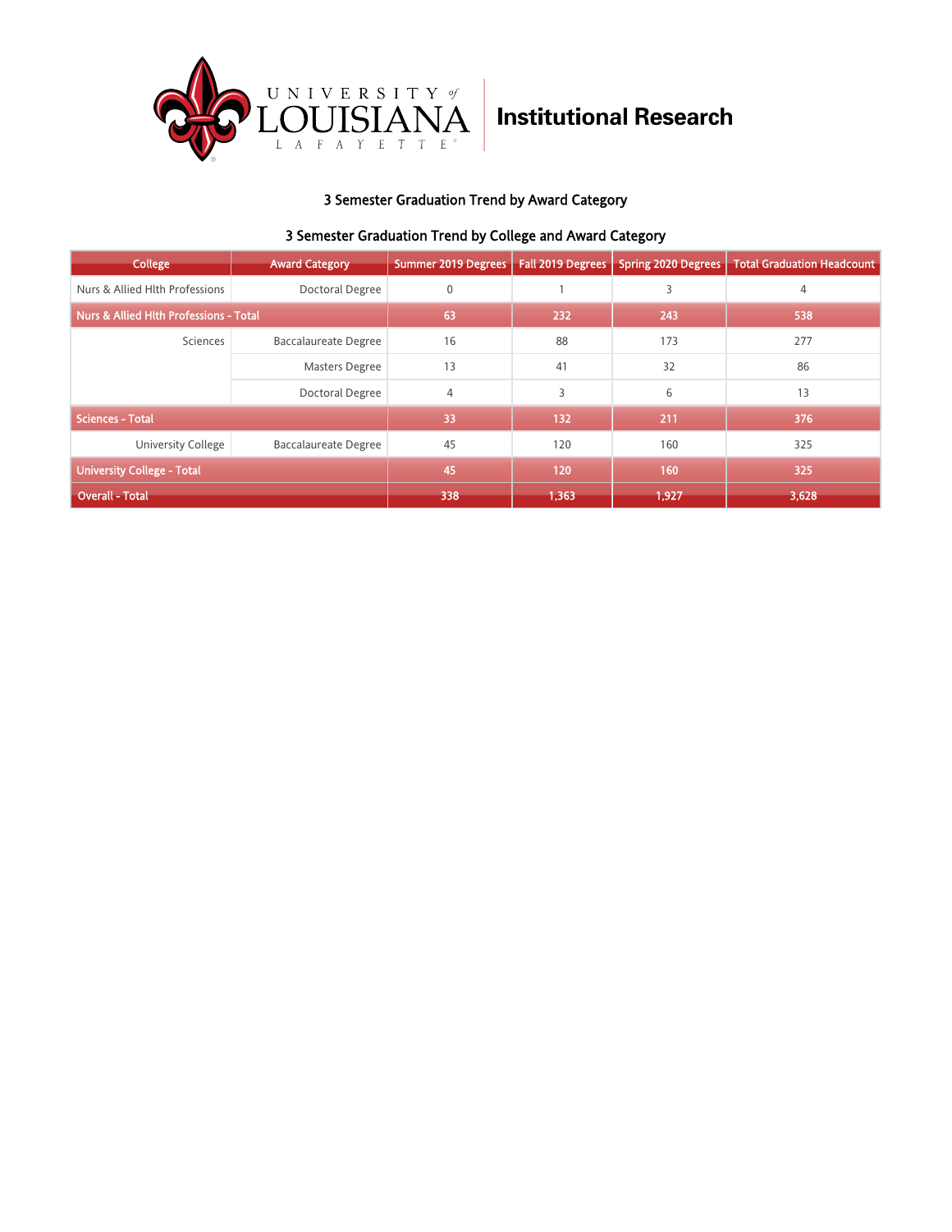UNIVERSITY of LOUISIANA LAFAYETTE | Institutional Research

### 3 Semester Graduation Trend by Award Category

### 3 Semester Graduation Trend by College and Award Category

| College | Award Category | Summer 2019 Degrees | Fall 2019 Degrees | Spring 2020 Degrees | Total Graduation Headcount |
|---|---|---|---|---|---|
| Nurs & Allied Hlth Professions | Doctoral Degree | 0 | 1 | 3 | 4 |
| **Nurs & Allied Hlth Professions - Total** | | **63** | **232** | **243** | **538** |
| Sciences | Baccalaureate Degree | 16 | 88 | 173 | 277 |
| | Masters Degree | 13 | 41 | 32 | 86 |
| | Doctoral Degree | 4 | 3 | 6 | 13 |
| **Sciences - Total** | | **33** | **132** | **211** | **376** |
| University College | Baccalaureate Degree | 45 | 120 | 160 | 325 |
| **University College - Total** | | **45** | **120** | **160** | **325** |
| **Overall - Total** | | **338** | **1,363** | **1,927** | **3,628** |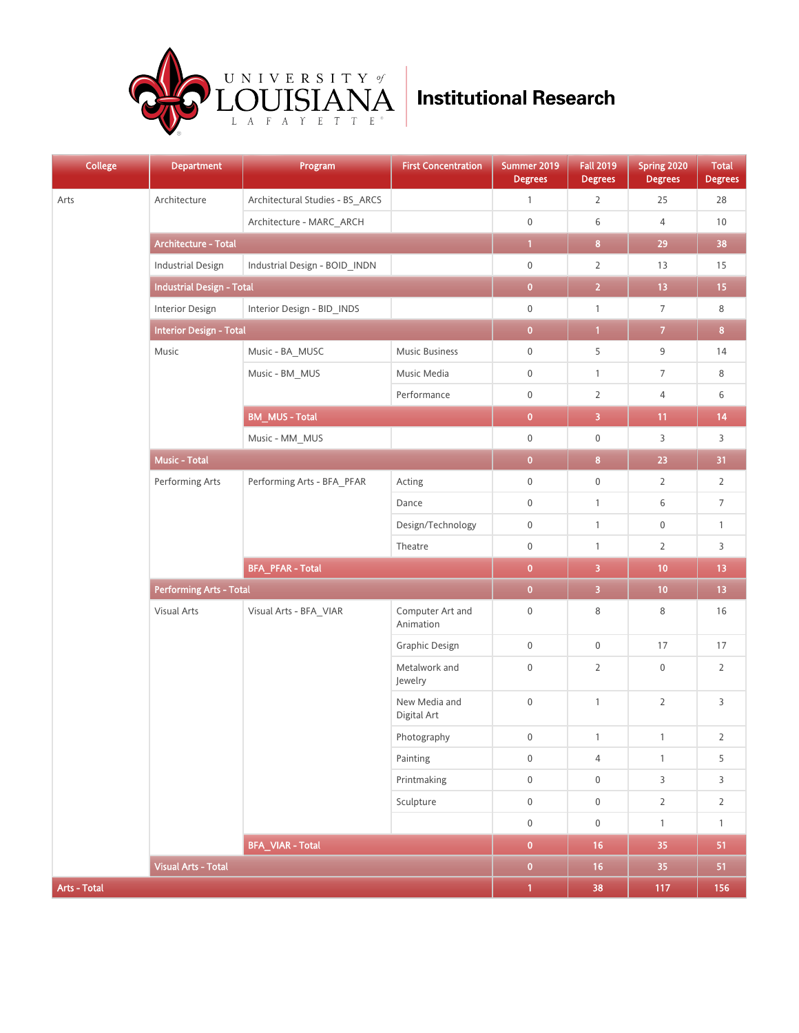# University of Louisiana Lafayette — Institutional Research

| College | Department | Program | First Concentration | Summer 2019 Degrees | Fall 2019 Degrees | Spring 2020 Degrees | Total Degrees |
|---|---|---|---|---|---|---|---|
| Arts | Architecture | Architectural Studies - BS_ARCS | | 1 | 2 | 25 | 28 |
| | | Architecture - MARC_ARCH | | 0 | 6 | 4 | 10 |
| | **Architecture - Total** | | | **1** | **8** | **29** | **38** |
| | Industrial Design | Industrial Design - BOID_INDN | | 0 | 2 | 13 | 15 |
| | **Industrial Design - Total** | | | **0** | **2** | **13** | **15** |
| | Interior Design | Interior Design - BID_INDS | | 0 | 1 | 7 | 8 |
| | **Interior Design - Total** | | | **0** | **1** | **7** | **8** |
| | Music | Music - BA_MUSC | Music Business | 0 | 5 | 9 | 14 |
| | | Music - BM_MUS | Music Media | 0 | 1 | 7 | 8 |
| | | | Performance | 0 | 2 | 4 | 6 |
| | | **BM_MUS - Total** | | **0** | **3** | **11** | **14** |
| | | Music - MM_MUS | | 0 | 0 | 3 | 3 |
| | **Music - Total** | | | **0** | **8** | **23** | **31** |
| | Performing Arts | Performing Arts - BFA_PFAR | Acting | 0 | 0 | 2 | 2 |
| | | | Dance | 0 | 1 | 6 | 7 |
| | | | Design/Technology | 0 | 1 | 0 | 1 |
| | | | Theatre | 0 | 1 | 2 | 3 |
| | | **BFA_PFAR - Total** | | **0** | **3** | **10** | **13** |
| | **Performing Arts - Total** | | | **0** | **3** | **10** | **13** |
| | Visual Arts | Visual Arts - BFA_VIAR | Computer Art and Animation | 0 | 8 | 8 | 16 |
| | | | Graphic Design | 0 | 0 | 17 | 17 |
| | | | Metalwork and Jewelry | 0 | 2 | 0 | 2 |
| | | | New Media and Digital Art | 0 | 1 | 2 | 3 |
| | | | Photography | 0 | 1 | 1 | 2 |
| | | | Painting | 0 | 4 | 1 | 5 |
| | | | Printmaking | 0 | 0 | 3 | 3 |
| | | | Sculpture | 0 | 0 | 2 | 2 |
| | | | | 0 | 0 | 1 | 1 |
| | | **BFA_VIAR - Total** | | **0** | **16** | **35** | **51** |
| | **Visual Arts - Total** | | | **0** | **16** | **35** | **51** |
| **Arts - Total** | | | | **1** | **38** | **117** | **156** |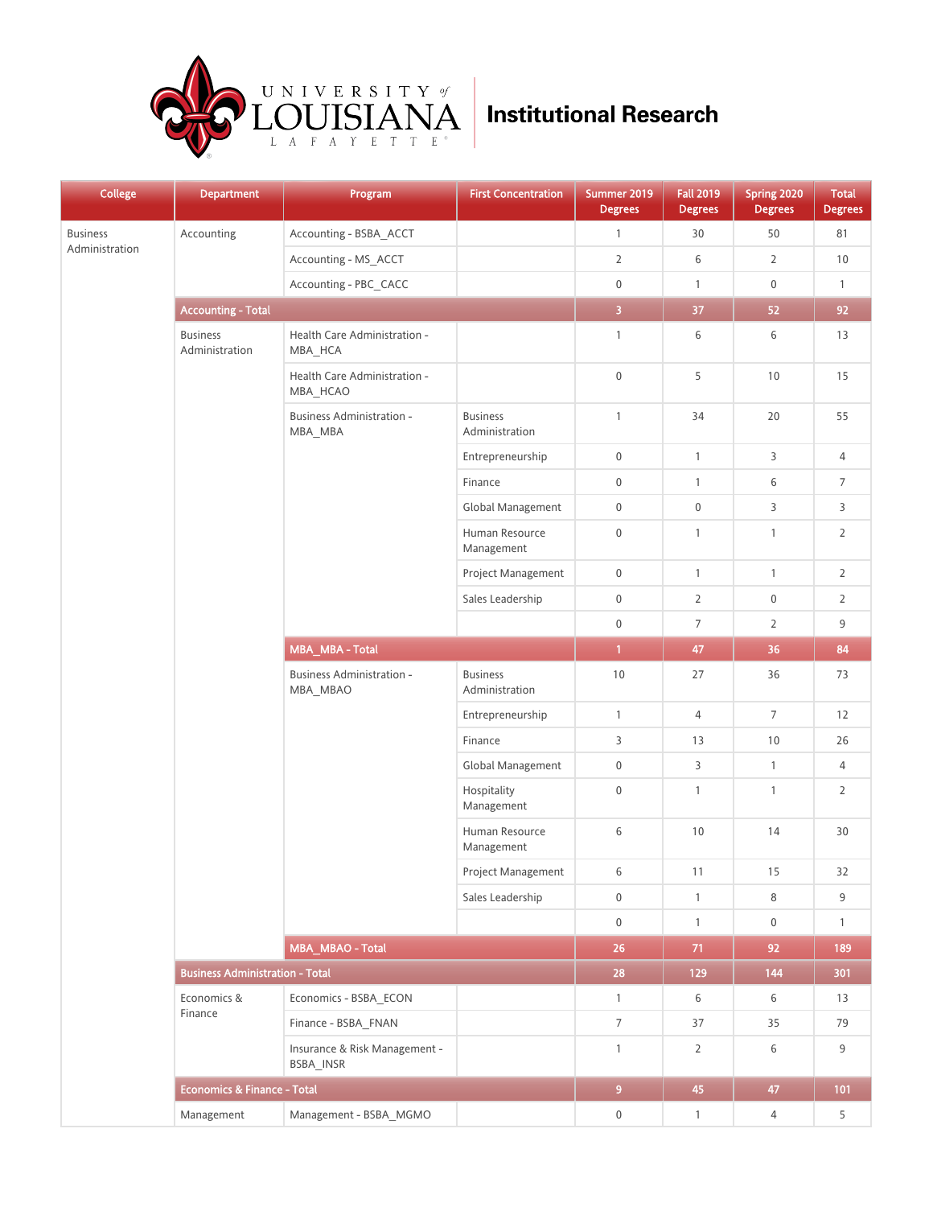University of Louisiana Lafayette — Institutional Research

| College | Department | Program | First Concentration | Summer 2019 Degrees | Fall 2019 Degrees | Spring 2020 Degrees | Total Degrees |
|---|---|---|---|---|---|---|---|
| Business Administration | Accounting | Accounting - BSBA_ACCT | | 1 | 30 | 50 | 81 |
| | | Accounting - MS_ACCT | | 2 | 6 | 2 | 10 |
| | | Accounting - PBC_CACC | | 0 | 1 | 0 | 1 |
| | **Accounting - Total** | | | **3** | **37** | **52** | **92** |
| | Business Administration | Health Care Administration - MBA_HCA | | 1 | 6 | 6 | 13 |
| | | Health Care Administration - MBA_HCAO | | 0 | 5 | 10 | 15 |
| | | Business Administration - MBA_MBA | Business Administration | 1 | 34 | 20 | 55 |
| | | | Entrepreneurship | 0 | 1 | 3 | 4 |
| | | | Finance | 0 | 1 | 6 | 7 |
| | | | Global Management | 0 | 0 | 3 | 3 |
| | | | Human Resource Management | 0 | 1 | 1 | 2 |
| | | | Project Management | 0 | 1 | 1 | 2 |
| | | | Sales Leadership | 0 | 2 | 0 | 2 |
| | | | | 0 | 7 | 2 | 9 |
| | | **MBA_MBA - Total** | | **1** | **47** | **36** | **84** |
| | | Business Administration - MBA_MBAO | Business Administration | 10 | 27 | 36 | 73 |
| | | | Entrepreneurship | 1 | 4 | 7 | 12 |
| | | | Finance | 3 | 13 | 10 | 26 |
| | | | Global Management | 0 | 3 | 1 | 4 |
| | | | Hospitality Management | 0 | 1 | 1 | 2 |
| | | | Human Resource Management | 6 | 10 | 14 | 30 |
| | | | Project Management | 6 | 11 | 15 | 32 |
| | | | Sales Leadership | 0 | 1 | 8 | 9 |
| | | | | 0 | 1 | 0 | 1 |
| | | **MBA_MBAO - Total** | | **26** | **71** | **92** | **189** |
| | **Business Administration - Total** | | | **28** | **129** | **144** | **301** |
| | Economics & Finance | Economics - BSBA_ECON | | 1 | 6 | 6 | 13 |
| | | Finance - BSBA_FNAN | | 7 | 37 | 35 | 79 |
| | | Insurance & Risk Management - BSBA_INSR | | 1 | 2 | 6 | 9 |
| | **Economics & Finance - Total** | | | **9** | **45** | **47** | **101** |
| | Management | Management - BSBA_MGMO | | 0 | 1 | 4 | 5 |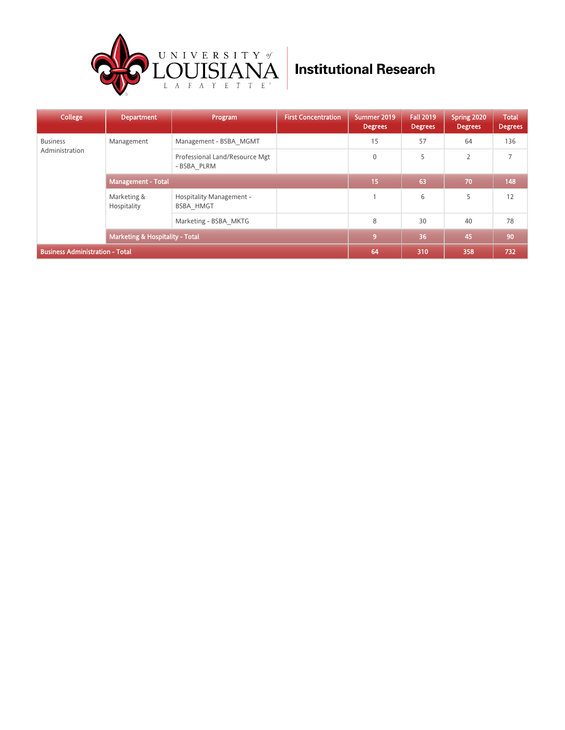**University of Louisiana Lafayette — Institutional Research**

| College | Department | Program | First Concentration | Summer 2019 Degrees | Fall 2019 Degrees | Spring 2020 Degrees | Total Degrees |
|---|---|---|---|---|---|---|---|
| Business Administration | Management | Management - BSBA_MGMT | | 15 | 57 | 64 | 136 |
| | | Professional Land/Resource Mgt - BSBA_PLRM | | 0 | 5 | 2 | 7 |
| | **Management - Total** | | | **15** | **63** | **70** | **148** |
| | Marketing & Hospitality | Hospitality Management - BSBA_HMGT | | 1 | 6 | 5 | 12 |
| | | Marketing - BSBA_MKTG | | 8 | 30 | 40 | 78 |
| | **Marketing & Hospitality - Total** | | | **9** | **36** | **45** | **90** |
| **Business Administration - Total** | | | | **64** | **310** | **358** | **732** |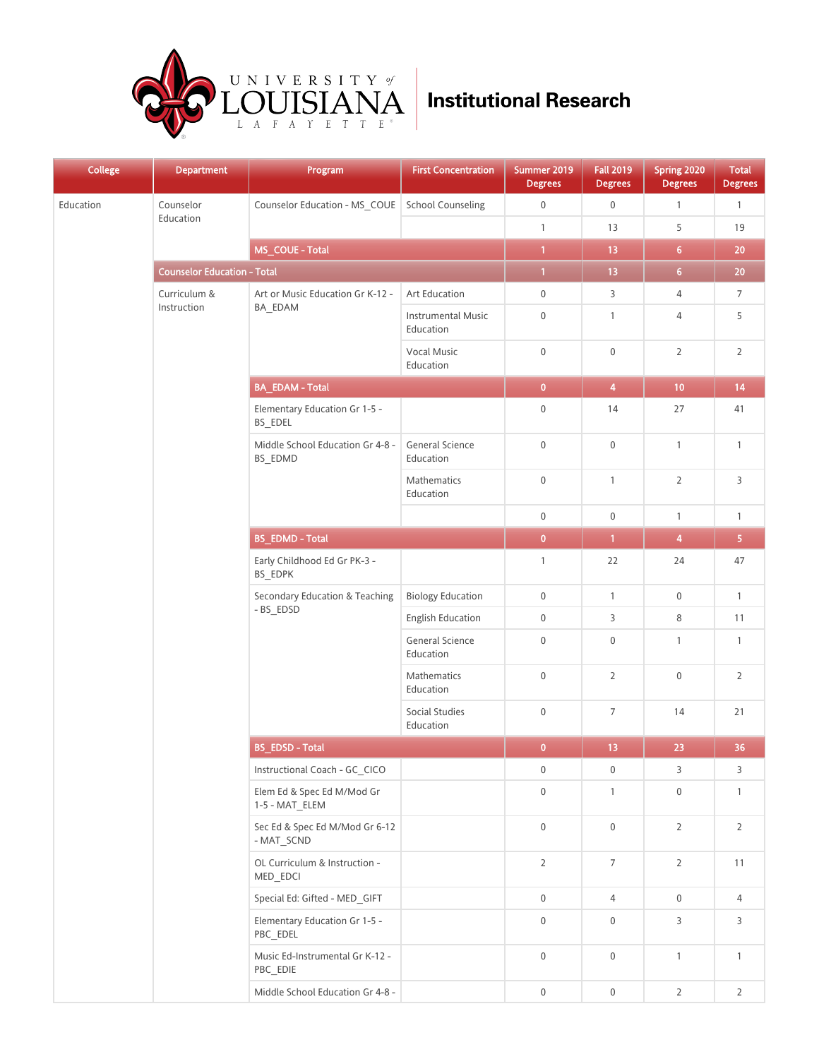# Institutional Research

| College | Department | Program | First Concentration | Summer 2019 Degrees | Fall 2019 Degrees | Spring 2020 Degrees | Total Degrees |
|---|---|---|---|---|---|---|---|
| Education | Counselor Education | Counselor Education - MS_COUE | School Counseling | 0 | 0 | 1 | 1 |
| | | | | 1 | 13 | 5 | 19 |
| | | MS_COUE - Total | | 1 | 13 | 6 | 20 |
| | Counselor Education - Total | | | 1 | 13 | 6 | 20 |
| | Curriculum & Instruction | Art or Music Education Gr K-12 - BA_EDAM | Art Education | 0 | 3 | 4 | 7 |
| | | | Instrumental Music Education | 0 | 1 | 4 | 5 |
| | | | Vocal Music Education | 0 | 0 | 2 | 2 |
| | | BA_EDAM - Total | | 0 | 4 | 10 | 14 |
| | | Elementary Education Gr 1-5 - BS_EDEL | | 0 | 14 | 27 | 41 |
| | | Middle School Education Gr 4-8 - BS_EDMD | General Science Education | 0 | 0 | 1 | 1 |
| | | | Mathematics Education | 0 | 1 | 2 | 3 |
| | | | | 0 | 0 | 1 | 1 |
| | | BS_EDMD - Total | | 0 | 1 | 4 | 5 |
| | | Early Childhood Ed Gr PK-3 - BS_EDPK | | 1 | 22 | 24 | 47 |
| | | Secondary Education & Teaching - BS_EDSD | Biology Education | 0 | 1 | 0 | 1 |
| | | | English Education | 0 | 3 | 8 | 11 |
| | | | General Science Education | 0 | 0 | 1 | 1 |
| | | | Mathematics Education | 0 | 2 | 0 | 2 |
| | | | Social Studies Education | 0 | 7 | 14 | 21 |
| | | BS_EDSD - Total | | 0 | 13 | 23 | 36 |
| | | Instructional Coach - GC_CICO | | 0 | 0 | 3 | 3 |
| | | Elem Ed & Spec Ed M/Mod Gr 1-5 - MAT_ELEM | | 0 | 1 | 0 | 1 |
| | | Sec Ed & Spec Ed M/Mod Gr 6-12 - MAT_SCND | | 0 | 0 | 2 | 2 |
| | | OL Curriculum & Instruction - MED_EDCI | | 2 | 7 | 2 | 11 |
| | | Special Ed: Gifted - MED_GIFT | | 0 | 4 | 0 | 4 |
| | | Elementary Education Gr 1-5 - PBC_EDEL | | 0 | 0 | 3 | 3 |
| | | Music Ed-Instrumental Gr K-12 - PBC_EDIE | | 0 | 0 | 1 | 1 |
| | | Middle School Education Gr 4-8 - | | 0 | 0 | 2 | 2 |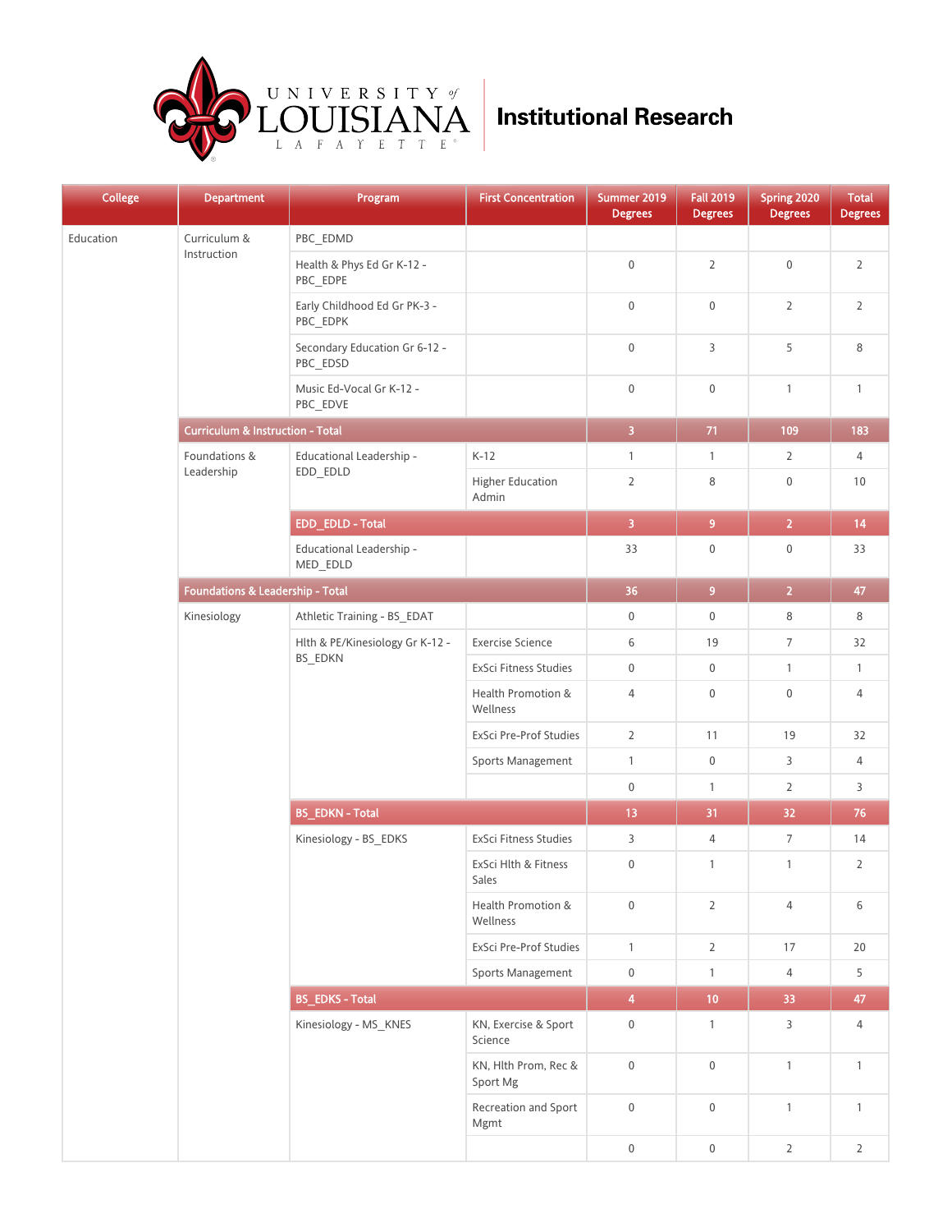# University of Louisiana Lafayette — Institutional Research

| College | Department | Program | First Concentration | Summer 2019 Degrees | Fall 2019 Degrees | Spring 2020 Degrees | Total Degrees |
|---|---|---|---|---|---|---|---|
| Education | Curriculum & Instruction | PBC_EDMD | | | | | |
| | | Health & Phys Ed Gr K-12 - PBC_EDPE | | 0 | 2 | 0 | 2 |
| | | Early Childhood Ed Gr PK-3 - PBC_EDPK | | 0 | 0 | 2 | 2 |
| | | Secondary Education Gr 6-12 - PBC_EDSD | | 0 | 3 | 5 | 8 |
| | | Music Ed-Vocal Gr K-12 - PBC_EDVE | | 0 | 0 | 1 | 1 |
| | **Curriculum & Instruction - Total** | | | **3** | **71** | **109** | **183** |
| | Foundations & Leadership | Educational Leadership - EDD_EDLD | K-12 | 1 | 1 | 2 | 4 |
| | | | Higher Education Admin | 2 | 8 | 0 | 10 |
| | | **EDD_EDLD - Total** | | **3** | **9** | **2** | **14** |
| | | Educational Leadership - MED_EDLD | | 33 | 0 | 0 | 33 |
| | **Foundations & Leadership - Total** | | | **36** | **9** | **2** | **47** |
| | Kinesiology | Athletic Training - BS_EDAT | | 0 | 0 | 8 | 8 |
| | | Hlth & PE/Kinesiology Gr K-12 - BS_EDKN | Exercise Science | 6 | 19 | 7 | 32 |
| | | | ExSci Fitness Studies | 0 | 0 | 1 | 1 |
| | | | Health Promotion & Wellness | 4 | 0 | 0 | 4 |
| | | | ExSci Pre-Prof Studies | 2 | 11 | 19 | 32 |
| | | | Sports Management | 1 | 0 | 3 | 4 |
| | | | | 0 | 1 | 2 | 3 |
| | | **BS_EDKN - Total** | | **13** | **31** | **32** | **76** |
| | | Kinesiology - BS_EDKS | ExSci Fitness Studies | 3 | 4 | 7 | 14 |
| | | | ExSci Hlth & Fitness Sales | 0 | 1 | 1 | 2 |
| | | | Health Promotion & Wellness | 0 | 2 | 4 | 6 |
| | | | ExSci Pre-Prof Studies | 1 | 2 | 17 | 20 |
| | | | Sports Management | 0 | 1 | 4 | 5 |
| | | **BS_EDKS - Total** | | **4** | **10** | **33** | **47** |
| | | Kinesiology - MS_KNES | KN, Exercise & Sport Science | 0 | 1 | 3 | 4 |
| | | | KN, Hlth Prom, Rec & Sport Mg | 0 | 0 | 1 | 1 |
| | | | Recreation and Sport Mgmt | 0 | 0 | 1 | 1 |
| | | | | 0 | 0 | 2 | 2 |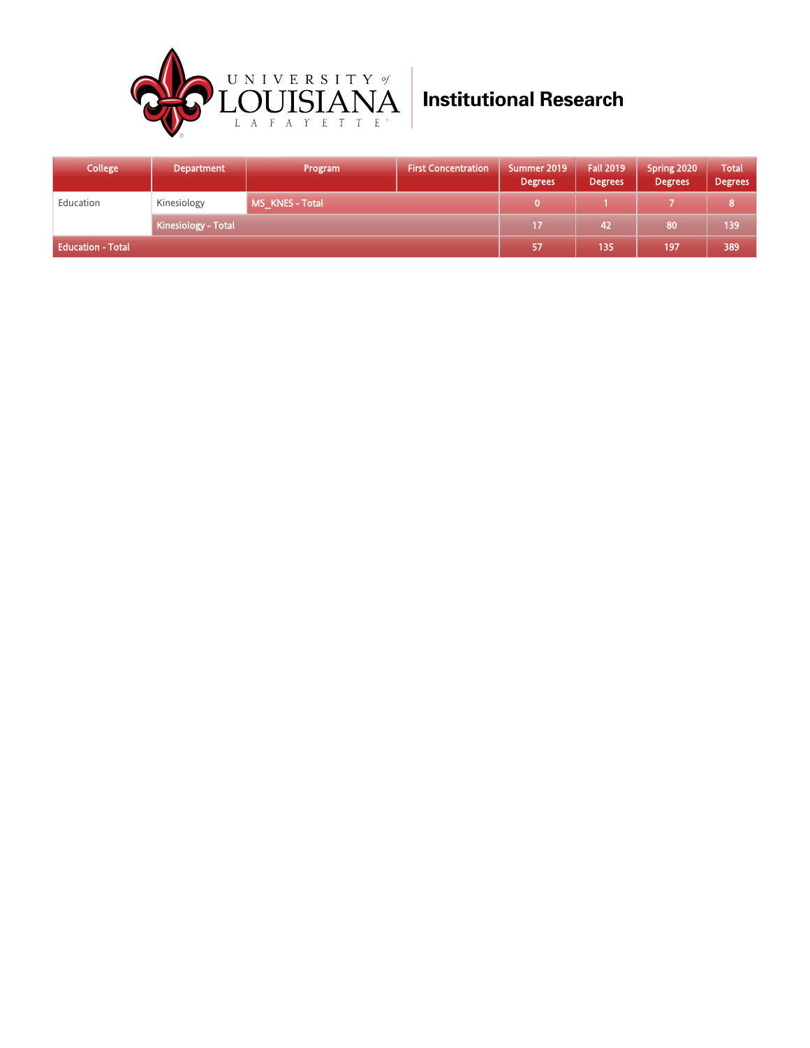# Institutional Research

| College | Department | Program | First Concentration | Summer 2019 Degrees | Fall 2019 Degrees | Spring 2020 Degrees | Total Degrees |
|---|---|---|---|---|---|---|---|
| Education | Kinesiology | MS_KNES - Total | | 0 | 1 | 7 | 8 |
| | Kinesiology - Total | | | 17 | 42 | 80 | 139 |
| Education - Total | | | | 57 | 135 | 197 | 389 |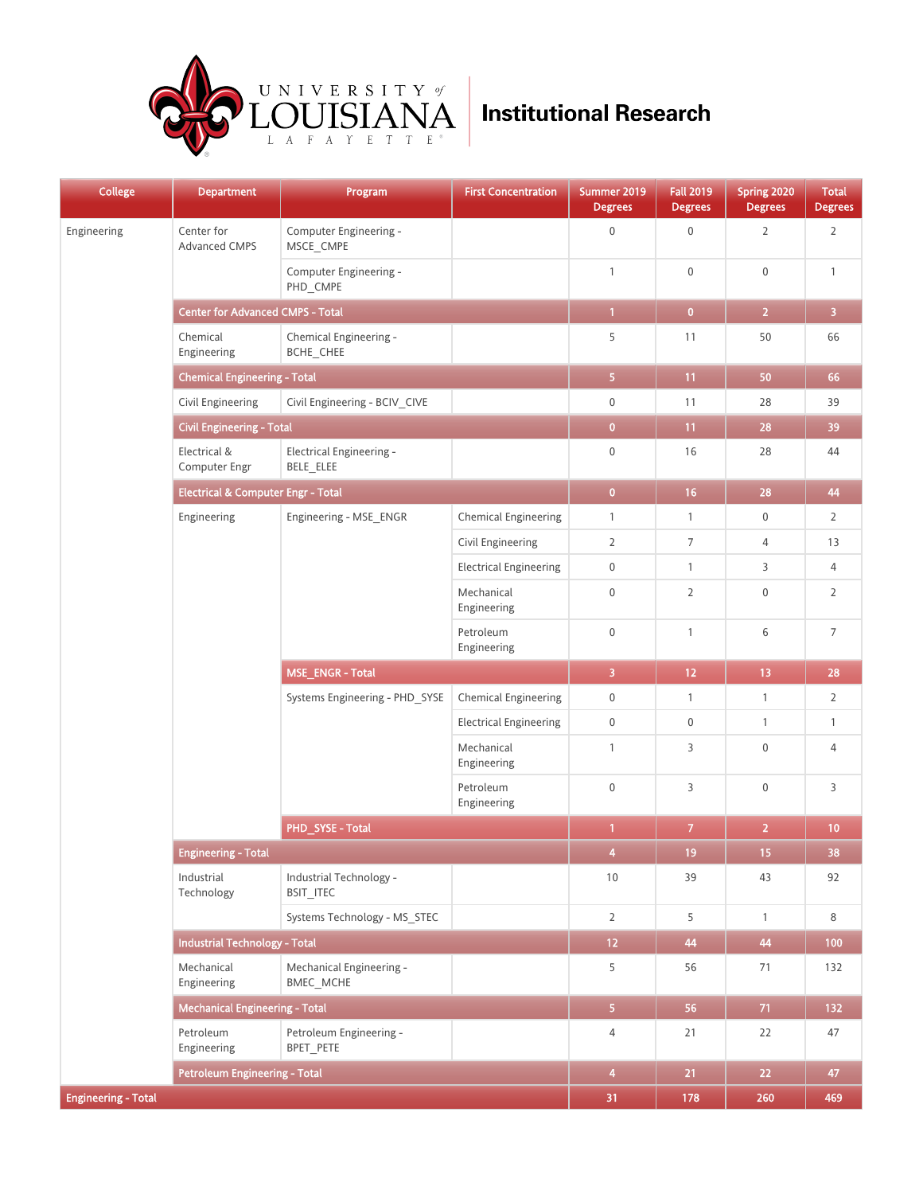# Institutional Research

| College | Department | Program | First Concentration | Summer 2019 Degrees | Fall 2019 Degrees | Spring 2020 Degrees | Total Degrees |
|---|---|---|---|---|---|---|---|
| Engineering | Center for Advanced CMPS | Computer Engineering - MSCE_CMPE | | 0 | 0 | 2 | 2 |
| | | Computer Engineering - PHD_CMPE | | 1 | 0 | 0 | 1 |
| | Center for Advanced CMPS - Total | | | 1 | 0 | 2 | 3 |
| | Chemical Engineering | Chemical Engineering - BCHE_CHEE | | 5 | 11 | 50 | 66 |
| | Chemical Engineering - Total | | | 5 | 11 | 50 | 66 |
| | Civil Engineering | Civil Engineering - BCIV_CIVE | | 0 | 11 | 28 | 39 |
| | Civil Engineering - Total | | | 0 | 11 | 28 | 39 |
| | Electrical & Computer Engr | Electrical Engineering - BELE_ELEE | | 0 | 16 | 28 | 44 |
| | Electrical & Computer Engr - Total | | | 0 | 16 | 28 | 44 |
| | Engineering | Engineering - MSE_ENGR | Chemical Engineering | 1 | 1 | 0 | 2 |
| | | | Civil Engineering | 2 | 7 | 4 | 13 |
| | | | Electrical Engineering | 0 | 1 | 3 | 4 |
| | | | Mechanical Engineering | 0 | 2 | 0 | 2 |
| | | | Petroleum Engineering | 0 | 1 | 6 | 7 |
| | | MSE_ENGR - Total | | 3 | 12 | 13 | 28 |
| | | Systems Engineering - PHD_SYSE | Chemical Engineering | 0 | 1 | 1 | 2 |
| | | | Electrical Engineering | 0 | 0 | 1 | 1 |
| | | | Mechanical Engineering | 1 | 3 | 0 | 4 |
| | | | Petroleum Engineering | 0 | 3 | 0 | 3 |
| | | PHD_SYSE - Total | | 1 | 7 | 2 | 10 |
| | Engineering - Total | | | 4 | 19 | 15 | 38 |
| | Industrial Technology | Industrial Technology - BSIT_ITEC | | 10 | 39 | 43 | 92 |
| | | Systems Technology - MS_STEC | | 2 | 5 | 1 | 8 |
| | Industrial Technology - Total | | | 12 | 44 | 44 | 100 |
| | Mechanical Engineering | Mechanical Engineering - BMEC_MCHE | | 5 | 56 | 71 | 132 |
| | Mechanical Engineering - Total | | | 5 | 56 | 71 | 132 |
| | Petroleum Engineering | Petroleum Engineering - BPET_PETE | | 4 | 21 | 22 | 47 |
| | Petroleum Engineering - Total | | | 4 | 21 | 22 | 47 |
| Engineering - Total | | | | 31 | 178 | 260 | 469 |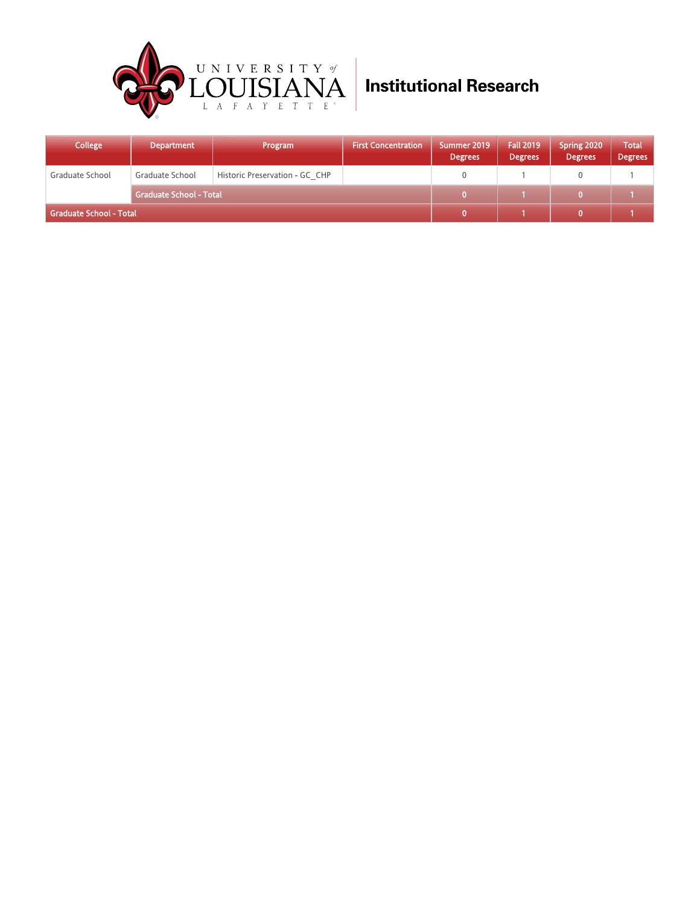University of Louisiana Lafayette | Institutional Research

| College | Department | Program | First Concentration | Summer 2019 Degrees | Fall 2019 Degrees | Spring 2020 Degrees | Total Degrees |
|---|---|---|---|---|---|---|---|
| Graduate School | Graduate School | Historic Preservation - GC_CHP | | 0 | 1 | 0 | 1 |
| | Graduate School - Total | | | 0 | 1 | 0 | 1 |
| Graduate School - Total | | | | 0 | 1 | 0 | 1 |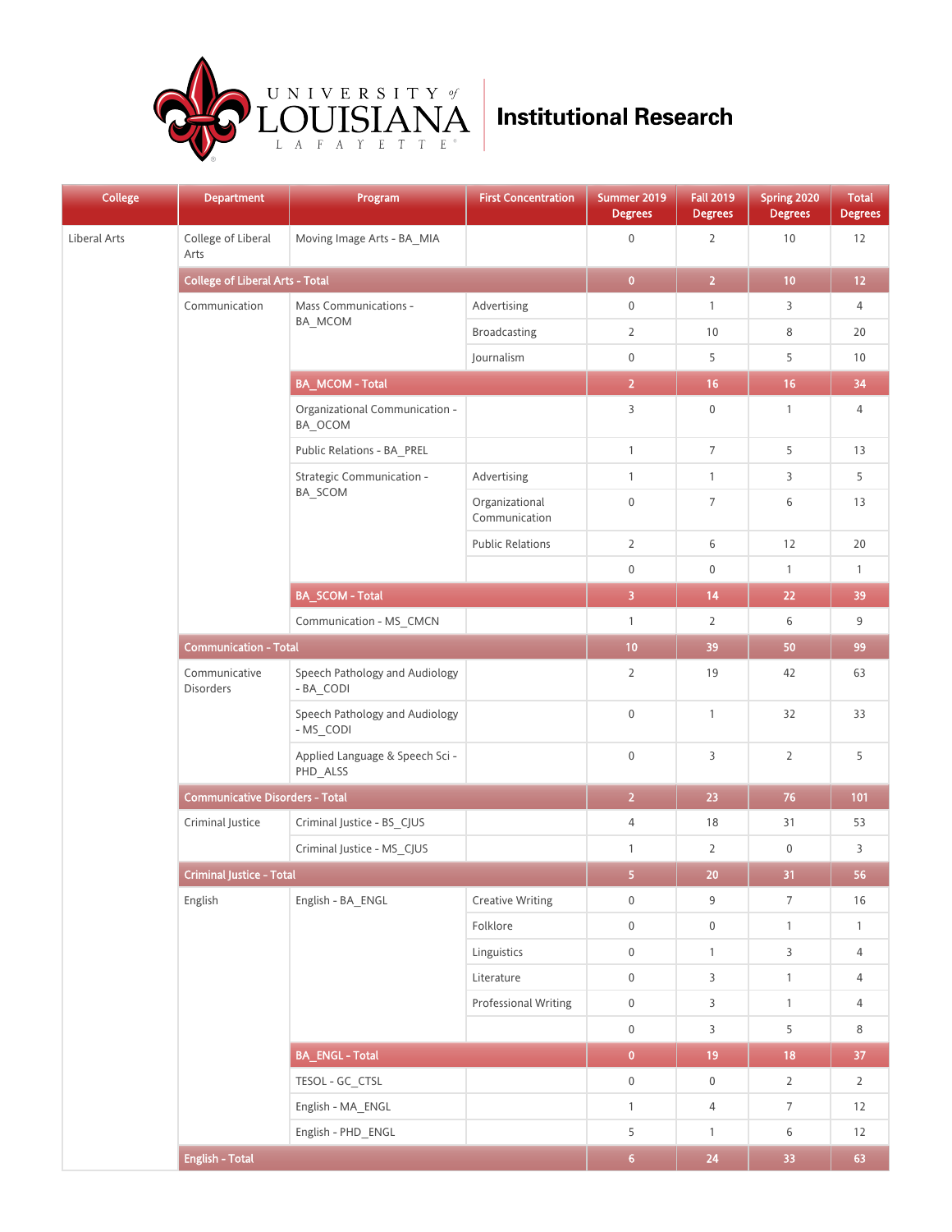# UNIVERSITY of LOUISIANA LAFAYETTE — Institutional Research

| College | Department | Program | First Concentration | Summer 2019 Degrees | Fall 2019 Degrees | Spring 2020 Degrees | Total Degrees |
|---|---|---|---|---|---|---|---|
| Liberal Arts | College of Liberal Arts | Moving Image Arts - BA_MIA | | 0 | 2 | 10 | 12 |
| | **College of Liberal Arts - Total** | | | **0** | **2** | **10** | **12** |
| | Communication | Mass Communications - BA_MCOM | Advertising | 0 | 1 | 3 | 4 |
| | | | Broadcasting | 2 | 10 | 8 | 20 |
| | | | Journalism | 0 | 5 | 5 | 10 |
| | | **BA_MCOM - Total** | | **2** | **16** | **16** | **34** |
| | | Organizational Communication - BA_OCOM | | 3 | 0 | 1 | 4 |
| | | Public Relations - BA_PREL | | 1 | 7 | 5 | 13 |
| | | Strategic Communication - BA_SCOM | Advertising | 1 | 1 | 3 | 5 |
| | | | Organizational Communication | 0 | 7 | 6 | 13 |
| | | | Public Relations | 2 | 6 | 12 | 20 |
| | | | | 0 | 0 | 1 | 1 |
| | | **BA_SCOM - Total** | | **3** | **14** | **22** | **39** |
| | | Communication - MS_CMCN | | 1 | 2 | 6 | 9 |
| | **Communication - Total** | | | **10** | **39** | **50** | **99** |
| | Communicative Disorders | Speech Pathology and Audiology - BA_CODI | | 2 | 19 | 42 | 63 |
| | | Speech Pathology and Audiology - MS_CODI | | 0 | 1 | 32 | 33 |
| | | Applied Language & Speech Sci - PHD_ALSS | | 0 | 3 | 2 | 5 |
| | **Communicative Disorders - Total** | | | **2** | **23** | **76** | **101** |
| | Criminal Justice | Criminal Justice - BS_CJUS | | 4 | 18 | 31 | 53 |
| | | Criminal Justice - MS_CJUS | | 1 | 2 | 0 | 3 |
| | **Criminal Justice - Total** | | | **5** | **20** | **31** | **56** |
| | English | English - BA_ENGL | Creative Writing | 0 | 9 | 7 | 16 |
| | | | Folklore | 0 | 0 | 1 | 1 |
| | | | Linguistics | 0 | 1 | 3 | 4 |
| | | | Literature | 0 | 3 | 1 | 4 |
| | | | Professional Writing | 0 | 3 | 1 | 4 |
| | | | | 0 | 3 | 5 | 8 |
| | | **BA_ENGL - Total** | | **0** | **19** | **18** | **37** |
| | | TESOL - GC_CTSL | | 0 | 0 | 2 | 2 |
| | | English - MA_ENGL | | 1 | 4 | 7 | 12 |
| | | English - PHD_ENGL | | 5 | 1 | 6 | 12 |
| | **English - Total** | | | **6** | **24** | **33** | **63** |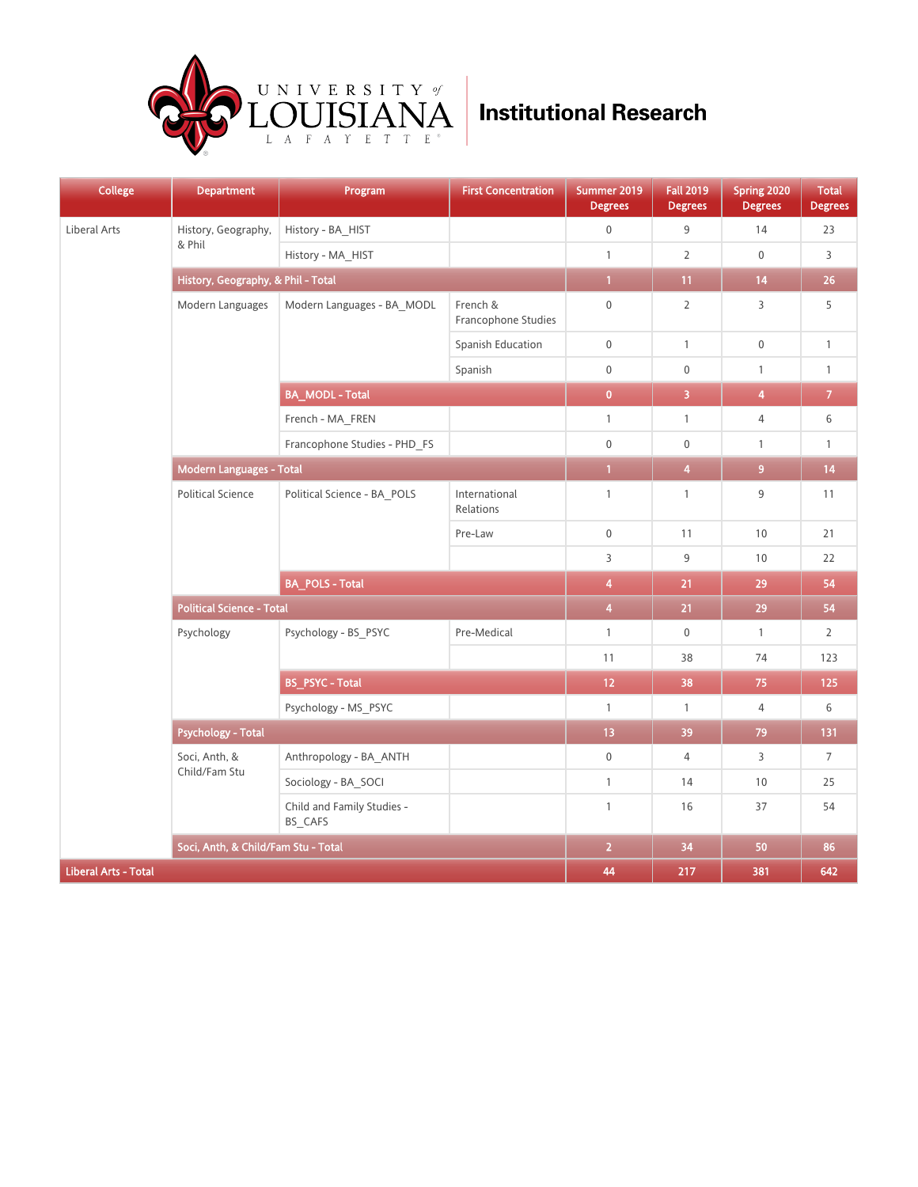# University of Louisiana Lafayette — Institutional Research

| College | Department | Program | First Concentration | Summer 2019 Degrees | Fall 2019 Degrees | Spring 2020 Degrees | Total Degrees |
|---|---|---|---|---|---|---|---|
| Liberal Arts | History, Geography, & Phil | History - BA_HIST | | 0 | 9 | 14 | 23 |
| | | History - MA_HIST | | 1 | 2 | 0 | 3 |
| | History, Geography, & Phil - Total | | | 1 | 11 | 14 | 26 |
| | Modern Languages | Modern Languages - BA_MODL | French & Francophone Studies | 0 | 2 | 3 | 5 |
| | | | Spanish Education | 0 | 1 | 0 | 1 |
| | | | Spanish | 0 | 0 | 1 | 1 |
| | | BA_MODL - Total | | 0 | 3 | 4 | 7 |
| | | French - MA_FREN | | 1 | 1 | 4 | 6 |
| | | Francophone Studies - PHD_FS | | 0 | 0 | 1 | 1 |
| | Modern Languages - Total | | | 1 | 4 | 9 | 14 |
| | Political Science | Political Science - BA_POLS | International Relations | 1 | 1 | 9 | 11 |
| | | | Pre-Law | 0 | 11 | 10 | 21 |
| | | | | 3 | 9 | 10 | 22 |
| | | BA_POLS - Total | | 4 | 21 | 29 | 54 |
| | Political Science - Total | | | 4 | 21 | 29 | 54 |
| | Psychology | Psychology - BS_PSYC | Pre-Medical | 1 | 0 | 1 | 2 |
| | | | | 11 | 38 | 74 | 123 |
| | | BS_PSYC - Total | | 12 | 38 | 75 | 125 |
| | | Psychology - MS_PSYC | | 1 | 1 | 4 | 6 |
| | Psychology - Total | | | 13 | 39 | 79 | 131 |
| | Soci, Anth, & Child/Fam Stu | Anthropology - BA_ANTH | | 0 | 4 | 3 | 7 |
| | | Sociology - BA_SOCI | | 1 | 14 | 10 | 25 |
| | | Child and Family Studies - BS_CAFS | | 1 | 16 | 37 | 54 |
| | Soci, Anth, & Child/Fam Stu - Total | | | 2 | 34 | 50 | 86 |
| Liberal Arts - Total | | | | 44 | 217 | 381 | 642 |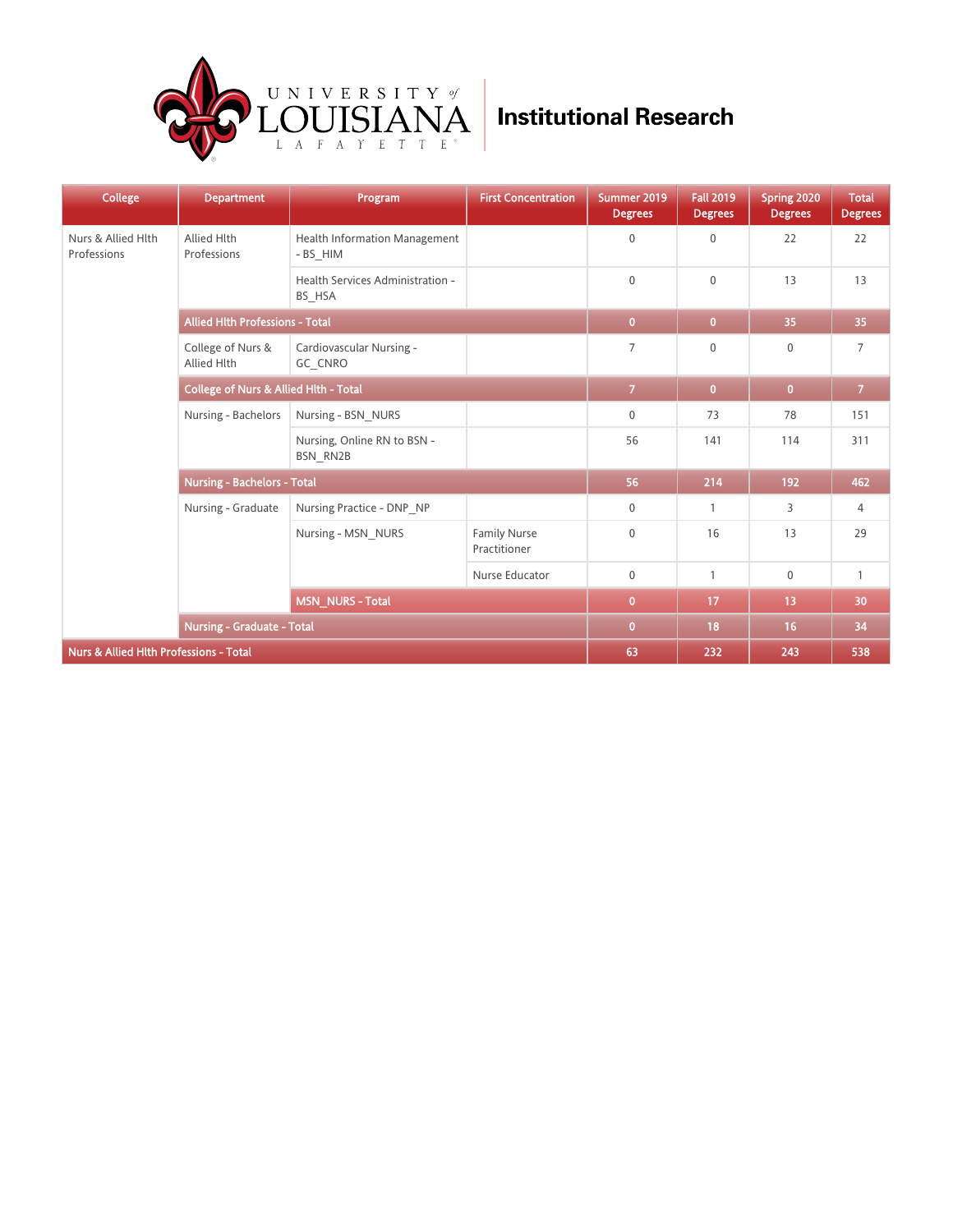# Institutional Research

| College | Department | Program | First Concentration | Summer 2019 Degrees | Fall 2019 Degrees | Spring 2020 Degrees | Total Degrees |
|---|---|---|---|---|---|---|---|
| Nurs & Allied Hlth Professions | Allied Hlth Professions | Health Information Management - BS_HIM | | 0 | 0 | 22 | 22 |
| | | Health Services Administration - BS_HSA | | 0 | 0 | 13 | 13 |
| | **Allied Hlth Professions - Total** | | | **0** | **0** | **35** | **35** |
| | College of Nurs & Allied Hlth | Cardiovascular Nursing - GC_CNRO | | 7 | 0 | 0 | 7 |
| | **College of Nurs & Allied Hlth - Total** | | | **7** | **0** | **0** | **7** |
| | Nursing - Bachelors | Nursing - BSN_NURS | | 0 | 73 | 78 | 151 |
| | | Nursing, Online RN to BSN - BSN_RN2B | | 56 | 141 | 114 | 311 |
| | **Nursing - Bachelors - Total** | | | **56** | **214** | **192** | **462** |
| | Nursing - Graduate | Nursing Practice - DNP_NP | | 0 | 1 | 3 | 4 |
| | | Nursing - MSN_NURS | Family Nurse Practitioner | 0 | 16 | 13 | 29 |
| | | | Nurse Educator | 0 | 1 | 0 | 1 |
| | | **MSN_NURS - Total** | | **0** | **17** | **13** | **30** |
| | **Nursing - Graduate - Total** | | | **0** | **18** | **16** | **34** |
| **Nurs & Allied Hlth Professions - Total** | | | | **63** | **232** | **243** | **538** |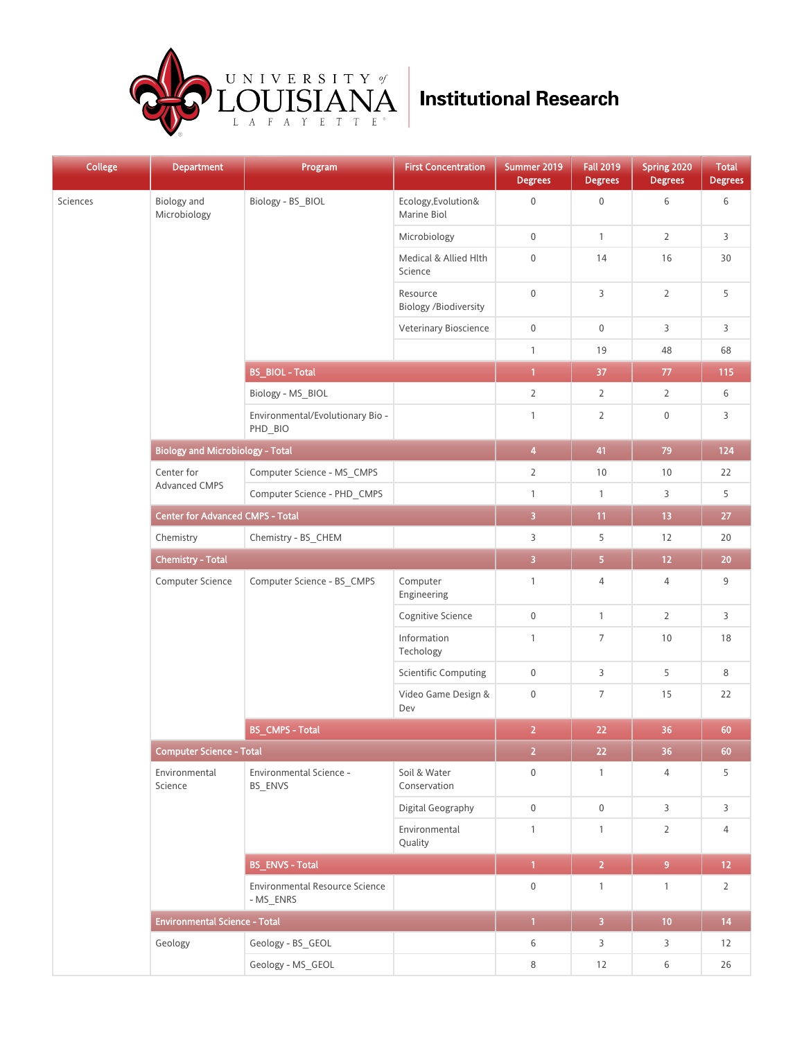# Institutional Research

| College | Department | Program | First Concentration | Summer 2019 Degrees | Fall 2019 Degrees | Spring 2020 Degrees | Total Degrees |
|---|---|---|---|---|---|---|---|
| Sciences | Biology and Microbiology | Biology - BS_BIOL | Ecology,Evolution& Marine Biol | 0 | 0 | 6 | 6 |
| | | | Microbiology | 0 | 1 | 2 | 3 |
| | | | Medical & Allied Hlth Science | 0 | 14 | 16 | 30 |
| | | | Resource Biology /Biodiversity | 0 | 3 | 2 | 5 |
| | | | Veterinary Bioscience | 0 | 0 | 3 | 3 |
| | | | | 1 | 19 | 48 | 68 |
| | | BS_BIOL - Total | | 1 | 37 | 77 | 115 |
| | | Biology - MS_BIOL | | 2 | 2 | 2 | 6 |
| | | Environmental/Evolutionary Bio - PHD_BIO | | 1 | 2 | 0 | 3 |
| | Biology and Microbiology - Total | | | 4 | 41 | 79 | 124 |
| | Center for Advanced CMPS | Computer Science - MS_CMPS | | 2 | 10 | 10 | 22 |
| | | Computer Science - PHD_CMPS | | 1 | 1 | 3 | 5 |
| | Center for Advanced CMPS - Total | | | 3 | 11 | 13 | 27 |
| | Chemistry | Chemistry - BS_CHEM | | 3 | 5 | 12 | 20 |
| | Chemistry - Total | | | 3 | 5 | 12 | 20 |
| | Computer Science | Computer Science - BS_CMPS | Computer Engineering | 1 | 4 | 4 | 9 |
| | | | Cognitive Science | 0 | 1 | 2 | 3 |
| | | | Information Techology | 1 | 7 | 10 | 18 |
| | | | Scientific Computing | 0 | 3 | 5 | 8 |
| | | | Video Game Design & Dev | 0 | 7 | 15 | 22 |
| | | BS_CMPS - Total | | 2 | 22 | 36 | 60 |
| | Computer Science - Total | | | 2 | 22 | 36 | 60 |
| | Environmental Science | Environmental Science - BS_ENVS | Soil & Water Conservation | 0 | 1 | 4 | 5 |
| | | | Digital Geography | 0 | 0 | 3 | 3 |
| | | | Environmental Quality | 1 | 1 | 2 | 4 |
| | | BS_ENVS - Total | | 1 | 2 | 9 | 12 |
| | | Environmental Resource Science - MS_ENRS | | 0 | 1 | 1 | 2 |
| | Environmental Science - Total | | | 1 | 3 | 10 | 14 |
| | Geology | Geology - BS_GEOL | | 6 | 3 | 3 | 12 |
| | | Geology - MS_GEOL | | 8 | 12 | 6 | 26 |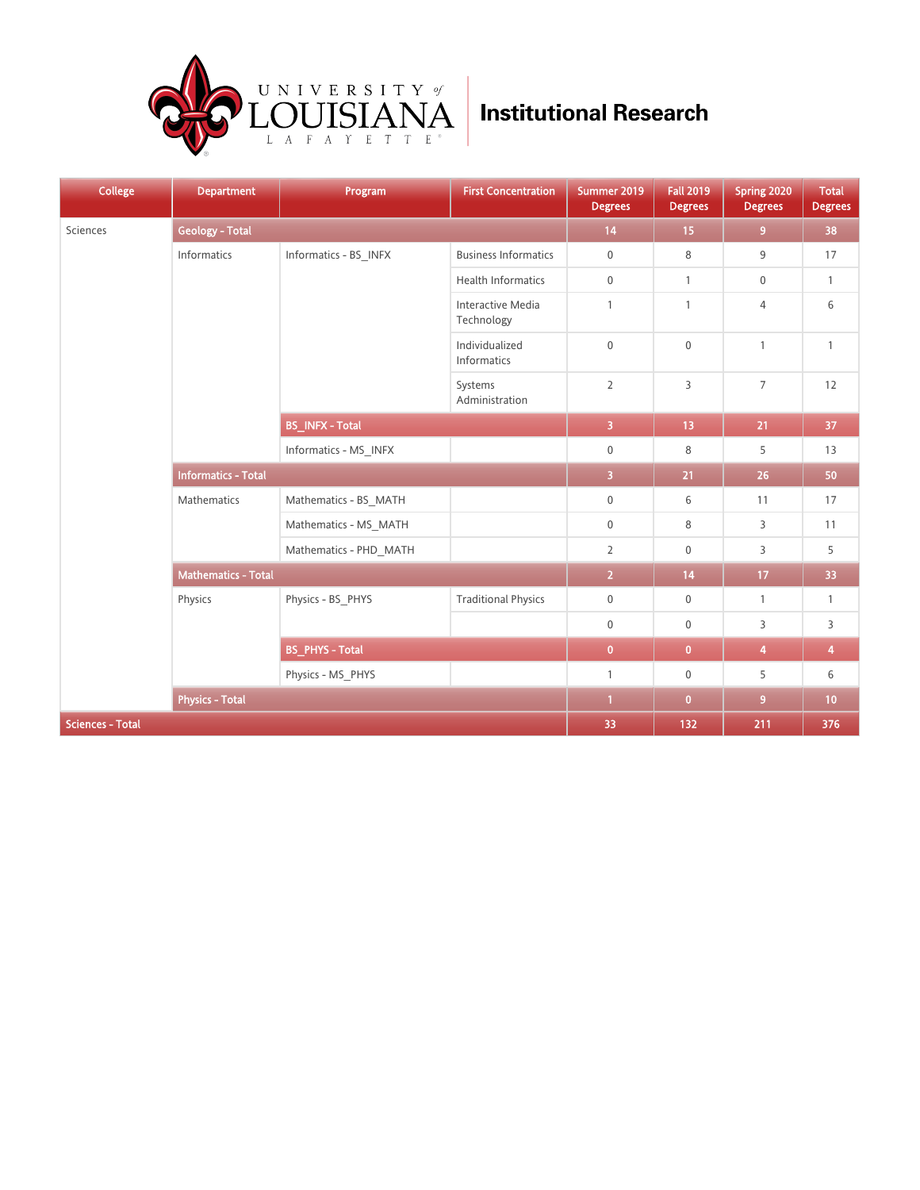# UNIVERSITY of LOUISIANA LAFAYETTE — Institutional Research

| College | Department | Program | First Concentration | Summer 2019 Degrees | Fall 2019 Degrees | Spring 2020 Degrees | Total Degrees |
|---|---|---|---|---|---|---|---|
| Sciences | **Geology - Total** | | | **14** | **15** | **9** | **38** |
| | Informatics | Informatics - BS_INFX | Business Informatics | 0 | 8 | 9 | 17 |
| | | | Health Informatics | 0 | 1 | 0 | 1 |
| | | | Interactive Media Technology | 1 | 1 | 4 | 6 |
| | | | Individualized Informatics | 0 | 0 | 1 | 1 |
| | | | Systems Administration | 2 | 3 | 7 | 12 |
| | | **BS_INFX - Total** | | **3** | **13** | **21** | **37** |
| | | Informatics - MS_INFX | | 0 | 8 | 5 | 13 |
| | **Informatics - Total** | | | **3** | **21** | **26** | **50** |
| | Mathematics | Mathematics - BS_MATH | | 0 | 6 | 11 | 17 |
| | | Mathematics - MS_MATH | | 0 | 8 | 3 | 11 |
| | | Mathematics - PHD_MATH | | 2 | 0 | 3 | 5 |
| | **Mathematics - Total** | | | **2** | **14** | **17** | **33** |
| | Physics | Physics - BS_PHYS | Traditional Physics | 0 | 0 | 1 | 1 |
| | | | | 0 | 0 | 3 | 3 |
| | | **BS_PHYS - Total** | | **0** | **0** | **4** | **4** |
| | | Physics - MS_PHYS | | 1 | 0 | 5 | 6 |
| | **Physics - Total** | | | **1** | **0** | **9** | **10** |
| **Sciences - Total** | | | | **33** | **132** | **211** | **376** |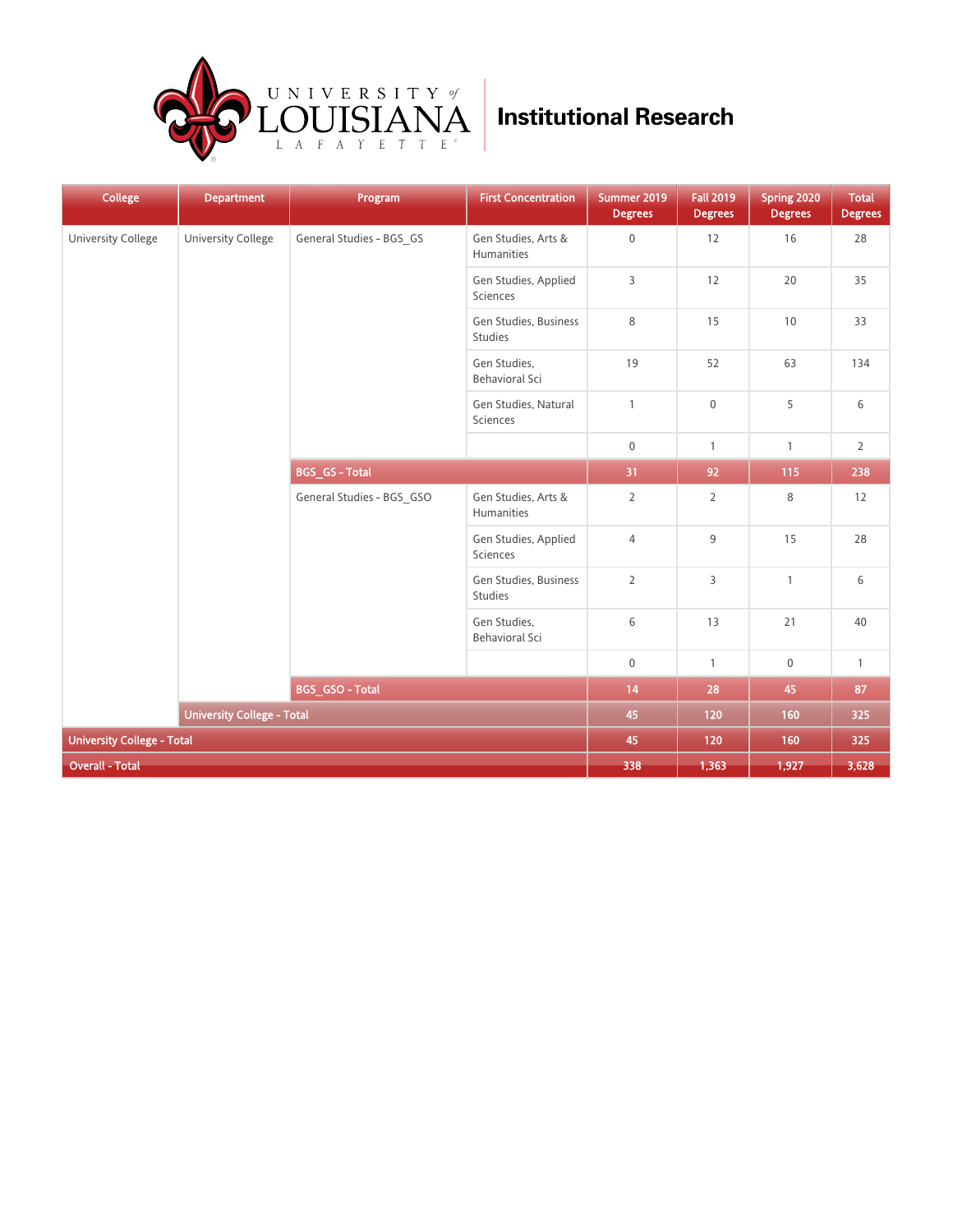# Institutional Research

| College | Department | Program | First Concentration | Summer 2019 Degrees | Fall 2019 Degrees | Spring 2020 Degrees | Total Degrees |
|---|---|---|---|---|---|---|---|
| University College | University College | General Studies - BGS_GS | Gen Studies, Arts & Humanities | 0 | 12 | 16 | 28 |
| | | | Gen Studies, Applied Sciences | 3 | 12 | 20 | 35 |
| | | | Gen Studies, Business Studies | 8 | 15 | 10 | 33 |
| | | | Gen Studies, Behavioral Sci | 19 | 52 | 63 | 134 |
| | | | Gen Studies, Natural Sciences | 1 | 0 | 5 | 6 |
| | | | | 0 | 1 | 1 | 2 |
| | | **BGS_GS - Total** | | **31** | **92** | **115** | **238** |
| | | General Studies - BGS_GSO | Gen Studies, Arts & Humanities | 2 | 2 | 8 | 12 |
| | | | Gen Studies, Applied Sciences | 4 | 9 | 15 | 28 |
| | | | Gen Studies, Business Studies | 2 | 3 | 1 | 6 |
| | | | Gen Studies, Behavioral Sci | 6 | 13 | 21 | 40 |
| | | | | 0 | 1 | 0 | 1 |
| | | **BGS_GSO - Total** | | **14** | **28** | **45** | **87** |
| | **University College - Total** | | | **45** | **120** | **160** | **325** |
| **University College - Total** | | | | **45** | **120** | **160** | **325** |
| **Overall - Total** | | | | **338** | **1,363** | **1,927** | **3,628** |